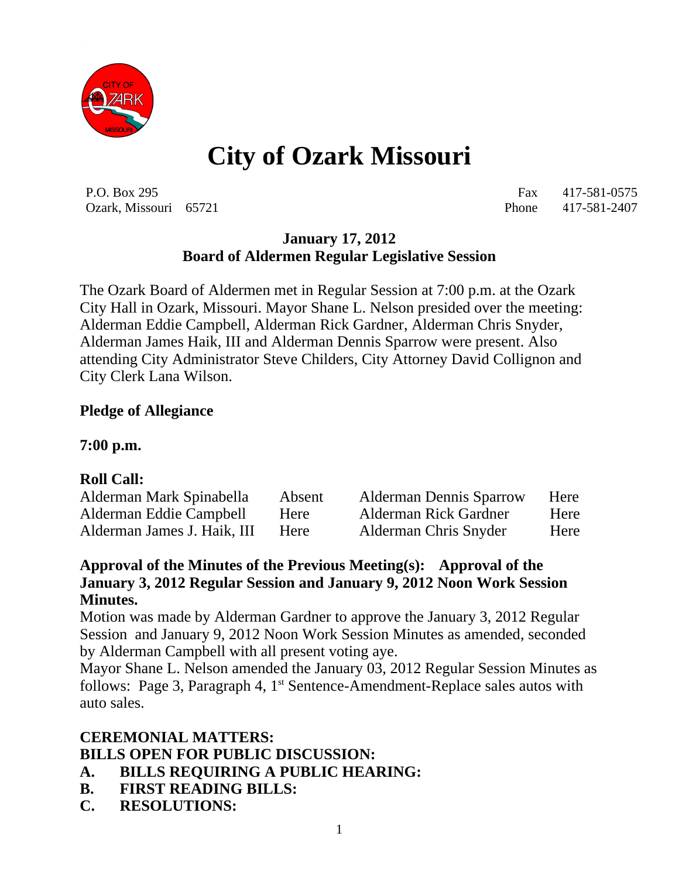# City of Ozark Missouri

P.O. Box 295
Ozark, Missouri 65721

Fax 417-581-0575
Phone 417-581-2407

**January 17, 2012**
**Board of Aldermen Regular Legislative Session**

The Ozark Board of Aldermen met in Regular Session at 7:00 p.m. at the Ozark City Hall in Ozark, Missouri. Mayor Shane L. Nelson presided over the meeting: Alderman Eddie Campbell, Alderman Rick Gardner, Alderman Chris Snyder, Alderman James Haik, III and Alderman Dennis Sparrow were present. Also attending City Administrator Steve Childers, City Attorney David Collignon and City Clerk Lana Wilson.

**Pledge of Allegiance**

**7:00 p.m.**

**Roll Call:**

| | | | |
|---|---|---|---|
| Alderman Mark Spinabella | Absent | Alderman Dennis Sparrow | Here |
| Alderman Eddie Campbell | Here | Alderman Rick Gardner | Here |
| Alderman James J. Haik, III | Here | Alderman Chris Snyder | Here |

**Approval of the Minutes of the Previous Meeting(s): Approval of the January 3, 2012 Regular Session and January 9, 2012 Noon Work Session Minutes.**

Motion was made by Alderman Gardner to approve the January 3, 2012 Regular Session and January 9, 2012 Noon Work Session Minutes as amended, seconded by Alderman Campbell with all present voting aye.

Mayor Shane L. Nelson amended the January 03, 2012 Regular Session Minutes as follows: Page 3, Paragraph 4, 1st Sentence-Amendment-Replace sales autos with auto sales.

**CEREMONIAL MATTERS:**

**BILLS OPEN FOR PUBLIC DISCUSSION:**

**A. BILLS REQUIRING A PUBLIC HEARING:**

**B. FIRST READING BILLS:**

**C. RESOLUTIONS:**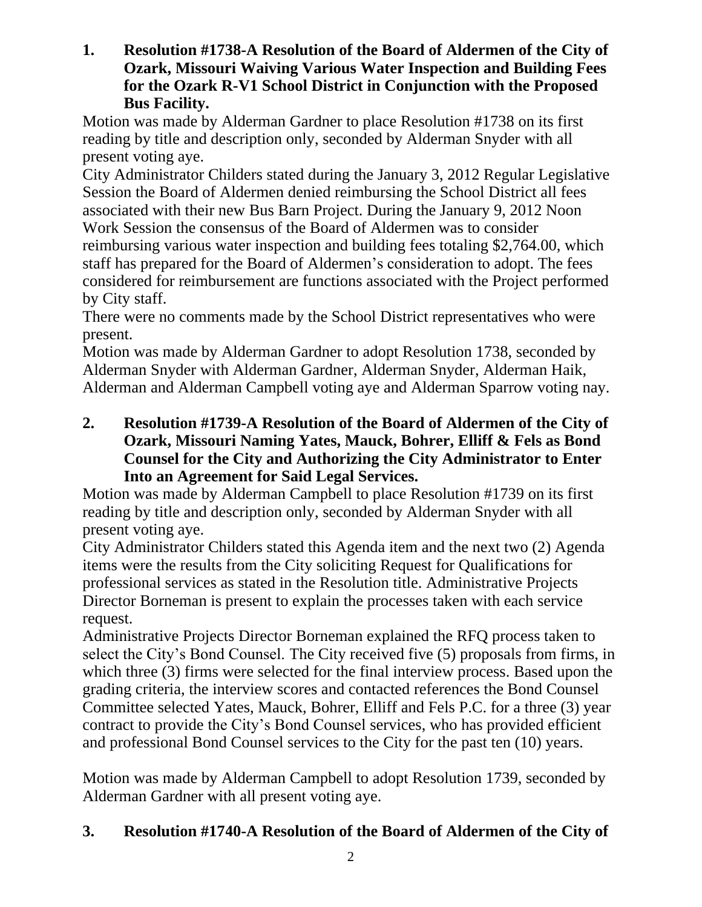**1. Resolution #1738-A Resolution of the Board of Aldermen of the City of Ozark, Missouri Waiving Various Water Inspection and Building Fees for the Ozark R-V1 School District in Conjunction with the Proposed Bus Facility.**

Motion was made by Alderman Gardner to place Resolution #1738 on its first reading by title and description only, seconded by Alderman Snyder with all present voting aye.

City Administrator Childers stated during the January 3, 2012 Regular Legislative Session the Board of Aldermen denied reimbursing the School District all fees associated with their new Bus Barn Project. During the January 9, 2012 Noon Work Session the consensus of the Board of Aldermen was to consider reimbursing various water inspection and building fees totaling $2,764.00, which staff has prepared for the Board of Aldermen's consideration to adopt. The fees considered for reimbursement are functions associated with the Project performed by City staff.

There were no comments made by the School District representatives who were present.

Motion was made by Alderman Gardner to adopt Resolution 1738, seconded by Alderman Snyder with Alderman Gardner, Alderman Snyder, Alderman Haik, Alderman and Alderman Campbell voting aye and Alderman Sparrow voting nay.

**2. Resolution #1739-A Resolution of the Board of Aldermen of the City of Ozark, Missouri Naming Yates, Mauck, Bohrer, Elliff & Fels as Bond Counsel for the City and Authorizing the City Administrator to Enter Into an Agreement for Said Legal Services.**

Motion was made by Alderman Campbell to place Resolution #1739 on its first reading by title and description only, seconded by Alderman Snyder with all present voting aye.

City Administrator Childers stated this Agenda item and the next two (2) Agenda items were the results from the City soliciting Request for Qualifications for professional services as stated in the Resolution title. Administrative Projects Director Borneman is present to explain the processes taken with each service request.

Administrative Projects Director Borneman explained the RFQ process taken to select the City's Bond Counsel. The City received five (5) proposals from firms, in which three (3) firms were selected for the final interview process. Based upon the grading criteria, the interview scores and contacted references the Bond Counsel Committee selected Yates, Mauck, Bohrer, Elliff and Fels P.C. for a three (3) year contract to provide the City's Bond Counsel services, who has provided efficient and professional Bond Counsel services to the City for the past ten (10) years.

Motion was made by Alderman Campbell to adopt Resolution 1739, seconded by Alderman Gardner with all present voting aye.

**3. Resolution #1740-A Resolution of the Board of Aldermen of the City of**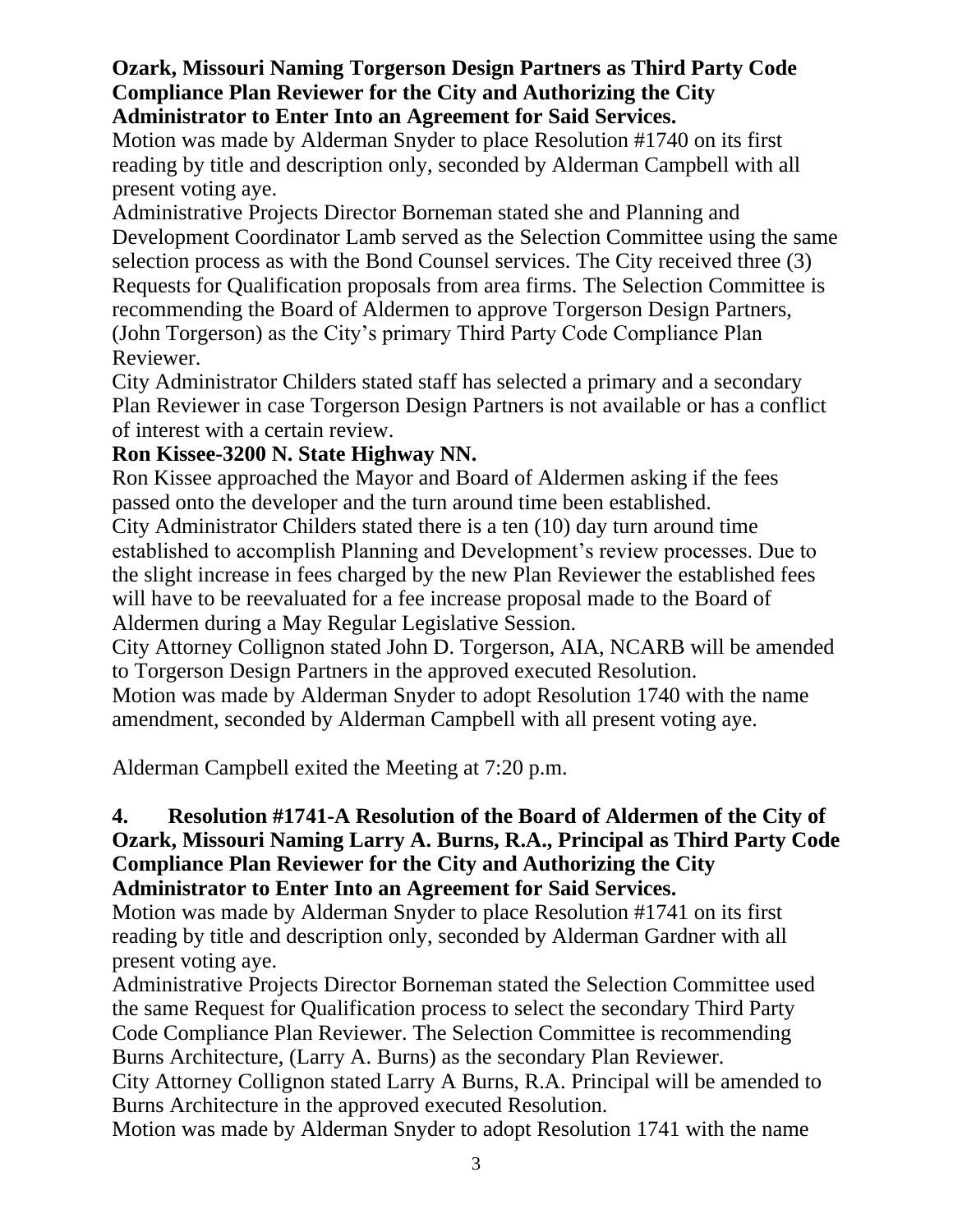**Ozark, Missouri Naming Torgerson Design Partners as Third Party Code Compliance Plan Reviewer for the City and Authorizing the City Administrator to Enter Into an Agreement for Said Services.**

Motion was made by Alderman Snyder to place Resolution #1740 on its first reading by title and description only, seconded by Alderman Campbell with all present voting aye.

Administrative Projects Director Borneman stated she and Planning and Development Coordinator Lamb served as the Selection Committee using the same selection process as with the Bond Counsel services. The City received three (3) Requests for Qualification proposals from area firms. The Selection Committee is recommending the Board of Aldermen to approve Torgerson Design Partners, (John Torgerson) as the City's primary Third Party Code Compliance Plan Reviewer.

City Administrator Childers stated staff has selected a primary and a secondary Plan Reviewer in case Torgerson Design Partners is not available or has a conflict of interest with a certain review.

**Ron Kissee-3200 N. State Highway NN.**

Ron Kissee approached the Mayor and Board of Aldermen asking if the fees passed onto the developer and the turn around time been established.

City Administrator Childers stated there is a ten (10) day turn around time established to accomplish Planning and Development's review processes. Due to the slight increase in fees charged by the new Plan Reviewer the established fees will have to be reevaluated for a fee increase proposal made to the Board of Aldermen during a May Regular Legislative Session.

City Attorney Collignon stated John D. Torgerson, AIA, NCARB will be amended to Torgerson Design Partners in the approved executed Resolution.

Motion was made by Alderman Snyder to adopt Resolution 1740 with the name amendment, seconded by Alderman Campbell with all present voting aye.

Alderman Campbell exited the Meeting at 7:20 p.m.

**4. Resolution #1741-A Resolution of the Board of Aldermen of the City of Ozark, Missouri Naming Larry A. Burns, R.A., Principal as Third Party Code Compliance Plan Reviewer for the City and Authorizing the City Administrator to Enter Into an Agreement for Said Services.**

Motion was made by Alderman Snyder to place Resolution #1741 on its first reading by title and description only, seconded by Alderman Gardner with all present voting aye.

Administrative Projects Director Borneman stated the Selection Committee used the same Request for Qualification process to select the secondary Third Party Code Compliance Plan Reviewer. The Selection Committee is recommending Burns Architecture, (Larry A. Burns) as the secondary Plan Reviewer.

City Attorney Collignon stated Larry A Burns, R.A. Principal will be amended to Burns Architecture in the approved executed Resolution.

Motion was made by Alderman Snyder to adopt Resolution 1741 with the name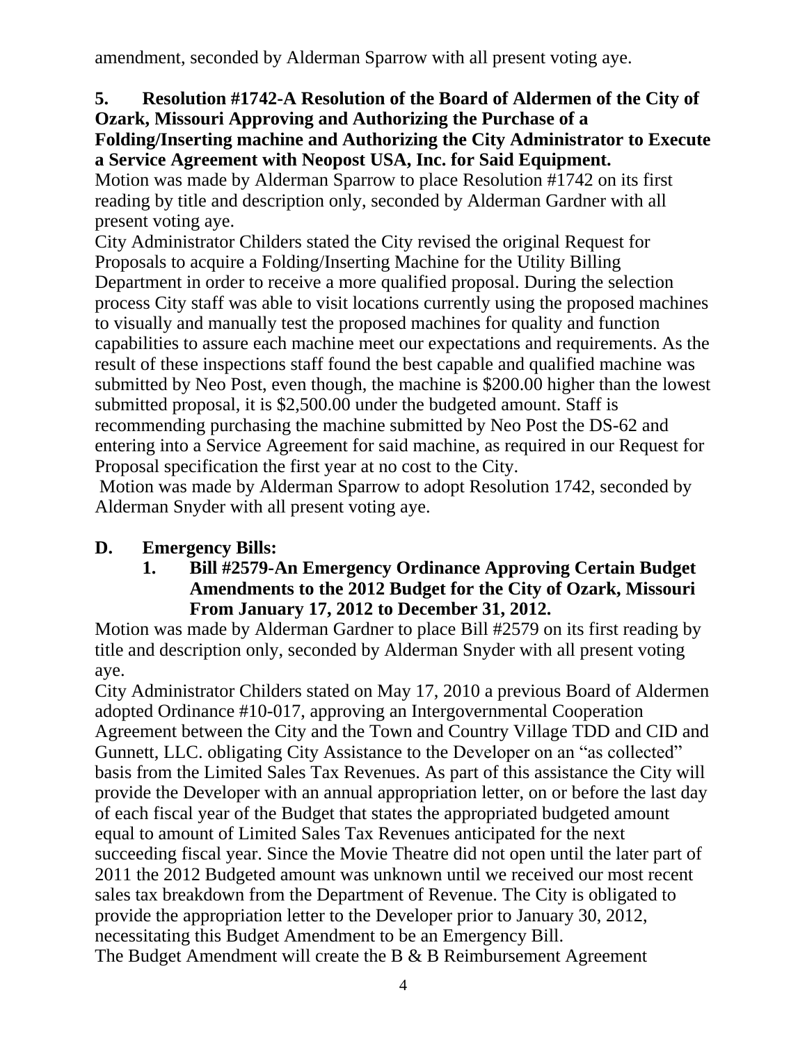amendment, seconded by Alderman Sparrow with all present voting aye.

**5. Resolution #1742-A Resolution of the Board of Aldermen of the City of Ozark, Missouri Approving and Authorizing the Purchase of a Folding/Inserting machine and Authorizing the City Administrator to Execute a Service Agreement with Neopost USA, Inc. for Said Equipment.**

Motion was made by Alderman Sparrow to place Resolution #1742 on its first reading by title and description only, seconded by Alderman Gardner with all present voting aye.

City Administrator Childers stated the City revised the original Request for Proposals to acquire a Folding/Inserting Machine for the Utility Billing Department in order to receive a more qualified proposal. During the selection process City staff was able to visit locations currently using the proposed machines to visually and manually test the proposed machines for quality and function capabilities to assure each machine meet our expectations and requirements. As the result of these inspections staff found the best capable and qualified machine was submitted by Neo Post, even though, the machine is $200.00 higher than the lowest submitted proposal, it is $2,500.00 under the budgeted amount. Staff is recommending purchasing the machine submitted by Neo Post the DS-62 and entering into a Service Agreement for said machine, as required in our Request for Proposal specification the first year at no cost to the City.

Motion was made by Alderman Sparrow to adopt Resolution 1742, seconded by Alderman Snyder with all present voting aye.

**D. Emergency Bills:**

**1. Bill #2579-An Emergency Ordinance Approving Certain Budget Amendments to the 2012 Budget for the City of Ozark, Missouri From January 17, 2012 to December 31, 2012.**

Motion was made by Alderman Gardner to place Bill #2579 on its first reading by title and description only, seconded by Alderman Snyder with all present voting aye.

City Administrator Childers stated on May 17, 2010 a previous Board of Aldermen adopted Ordinance #10-017, approving an Intergovernmental Cooperation Agreement between the City and the Town and Country Village TDD and CID and Gunnett, LLC. obligating City Assistance to the Developer on an "as collected" basis from the Limited Sales Tax Revenues. As part of this assistance the City will provide the Developer with an annual appropriation letter, on or before the last day of each fiscal year of the Budget that states the appropriated budgeted amount equal to amount of Limited Sales Tax Revenues anticipated for the next succeeding fiscal year. Since the Movie Theatre did not open until the later part of 2011 the 2012 Budgeted amount was unknown until we received our most recent sales tax breakdown from the Department of Revenue. The City is obligated to provide the appropriation letter to the Developer prior to January 30, 2012, necessitating this Budget Amendment to be an Emergency Bill.

The Budget Amendment will create the B & B Reimbursement Agreement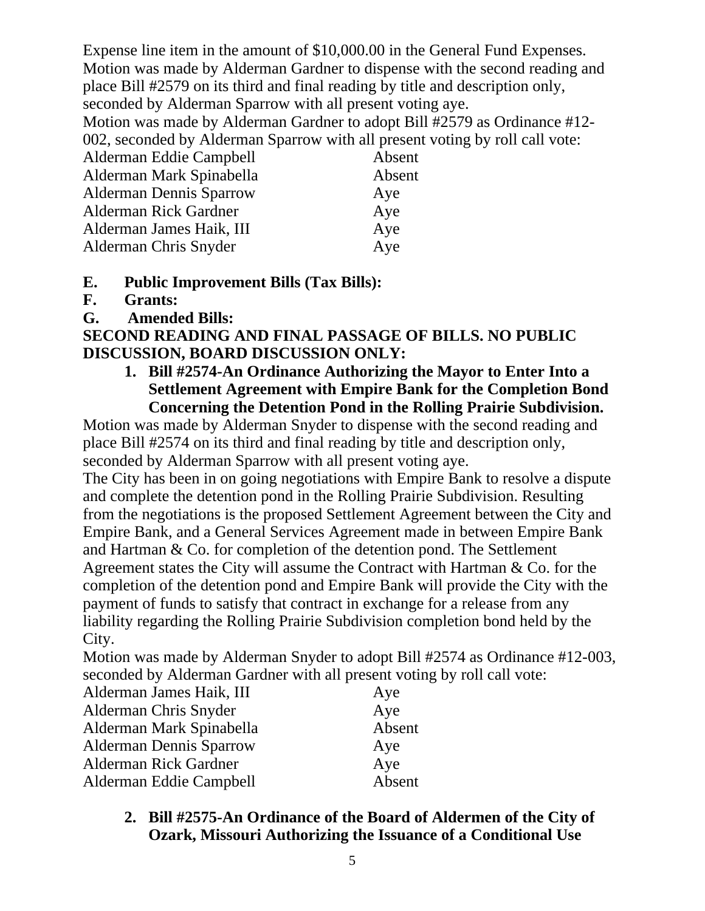Expense line item in the amount of $10,000.00 in the General Fund Expenses.
Motion was made by Alderman Gardner to dispense with the second reading and place Bill #2579 on its third and final reading by title and description only, seconded by Alderman Sparrow with all present voting aye.
Motion was made by Alderman Gardner to adopt Bill #2579 as Ordinance #12-002, seconded by Alderman Sparrow with all present voting by roll call vote:

| | |
|---|---|
| Alderman Eddie Campbell | Absent |
| Alderman Mark Spinabella | Absent |
| Alderman Dennis Sparrow | Aye |
| Alderman Rick Gardner | Aye |
| Alderman James Haik, III | Aye |
| Alderman Chris Snyder | Aye |

**E. Public Improvement Bills (Tax Bills):**

**F. Grants:**

**G. Amended Bills:**

**SECOND READING AND FINAL PASSAGE OF BILLS. NO PUBLIC DISCUSSION, BOARD DISCUSSION ONLY:**

1. **Bill #2574-An Ordinance Authorizing the Mayor to Enter Into a Settlement Agreement with Empire Bank for the Completion Bond Concerning the Detention Pond in the Rolling Prairie Subdivision.**

Motion was made by Alderman Snyder to dispense with the second reading and place Bill #2574 on its third and final reading by title and description only, seconded by Alderman Sparrow with all present voting aye.
The City has been in on going negotiations with Empire Bank to resolve a dispute and complete the detention pond in the Rolling Prairie Subdivision. Resulting from the negotiations is the proposed Settlement Agreement between the City and Empire Bank, and a General Services Agreement made in between Empire Bank and Hartman & Co. for completion of the detention pond. The Settlement Agreement states the City will assume the Contract with Hartman & Co. for the completion of the detention pond and Empire Bank will provide the City with the payment of funds to satisfy that contract in exchange for a release from any liability regarding the Rolling Prairie Subdivision completion bond held by the City.
Motion was made by Alderman Snyder to adopt Bill #2574 as Ordinance #12-003, seconded by Alderman Gardner with all present voting by roll call vote:

| | |
|---|---|
| Alderman James Haik, III | Aye |
| Alderman Chris Snyder | Aye |
| Alderman Mark Spinabella | Absent |
| Alderman Dennis Sparrow | Aye |
| Alderman Rick Gardner | Aye |
| Alderman Eddie Campbell | Absent |

2. **Bill #2575-An Ordinance of the Board of Aldermen of the City of Ozark, Missouri Authorizing the Issuance of a Conditional Use**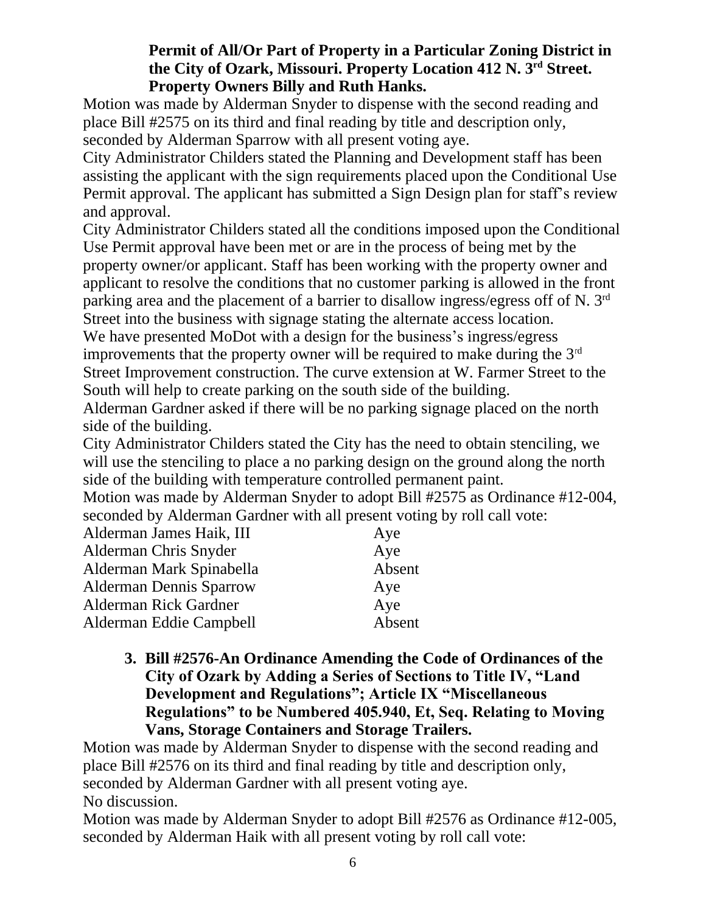**Permit of All/Or Part of Property in a Particular Zoning District in the City of Ozark, Missouri. Property Location 412 N. 3rd Street. Property Owners Billy and Ruth Hanks.**

Motion was made by Alderman Snyder to dispense with the second reading and place Bill #2575 on its third and final reading by title and description only, seconded by Alderman Sparrow with all present voting aye.

City Administrator Childers stated the Planning and Development staff has been assisting the applicant with the sign requirements placed upon the Conditional Use Permit approval. The applicant has submitted a Sign Design plan for staff's review and approval.

City Administrator Childers stated all the conditions imposed upon the Conditional Use Permit approval have been met or are in the process of being met by the property owner/or applicant. Staff has been working with the property owner and applicant to resolve the conditions that no customer parking is allowed in the front parking area and the placement of a barrier to disallow ingress/egress off of N. 3rd Street into the business with signage stating the alternate access location.

We have presented MoDot with a design for the business's ingress/egress improvements that the property owner will be required to make during the 3rd Street Improvement construction. The curve extension at W. Farmer Street to the South will help to create parking on the south side of the building.

Alderman Gardner asked if there will be no parking signage placed on the north side of the building.

City Administrator Childers stated the City has the need to obtain stenciling, we will use the stenciling to place a no parking design on the ground along the north side of the building with temperature controlled permanent paint.

Motion was made by Alderman Snyder to adopt Bill #2575 as Ordinance #12-004, seconded by Alderman Gardner with all present voting by roll call vote:

| | |
|---|---|
| Alderman James Haik, III | Aye |
| Alderman Chris Snyder | Aye |
| Alderman Mark Spinabella | Absent |
| Alderman Dennis Sparrow | Aye |
| Alderman Rick Gardner | Aye |
| Alderman Eddie Campbell | Absent |

3. **Bill #2576-An Ordinance Amending the Code of Ordinances of the City of Ozark by Adding a Series of Sections to Title IV, "Land Development and Regulations"; Article IX "Miscellaneous Regulations" to be Numbered 405.940, Et, Seq. Relating to Moving Vans, Storage Containers and Storage Trailers.**

Motion was made by Alderman Snyder to dispense with the second reading and place Bill #2576 on its third and final reading by title and description only, seconded by Alderman Gardner with all present voting aye.

No discussion.

Motion was made by Alderman Snyder to adopt Bill #2576 as Ordinance #12-005, seconded by Alderman Haik with all present voting by roll call vote: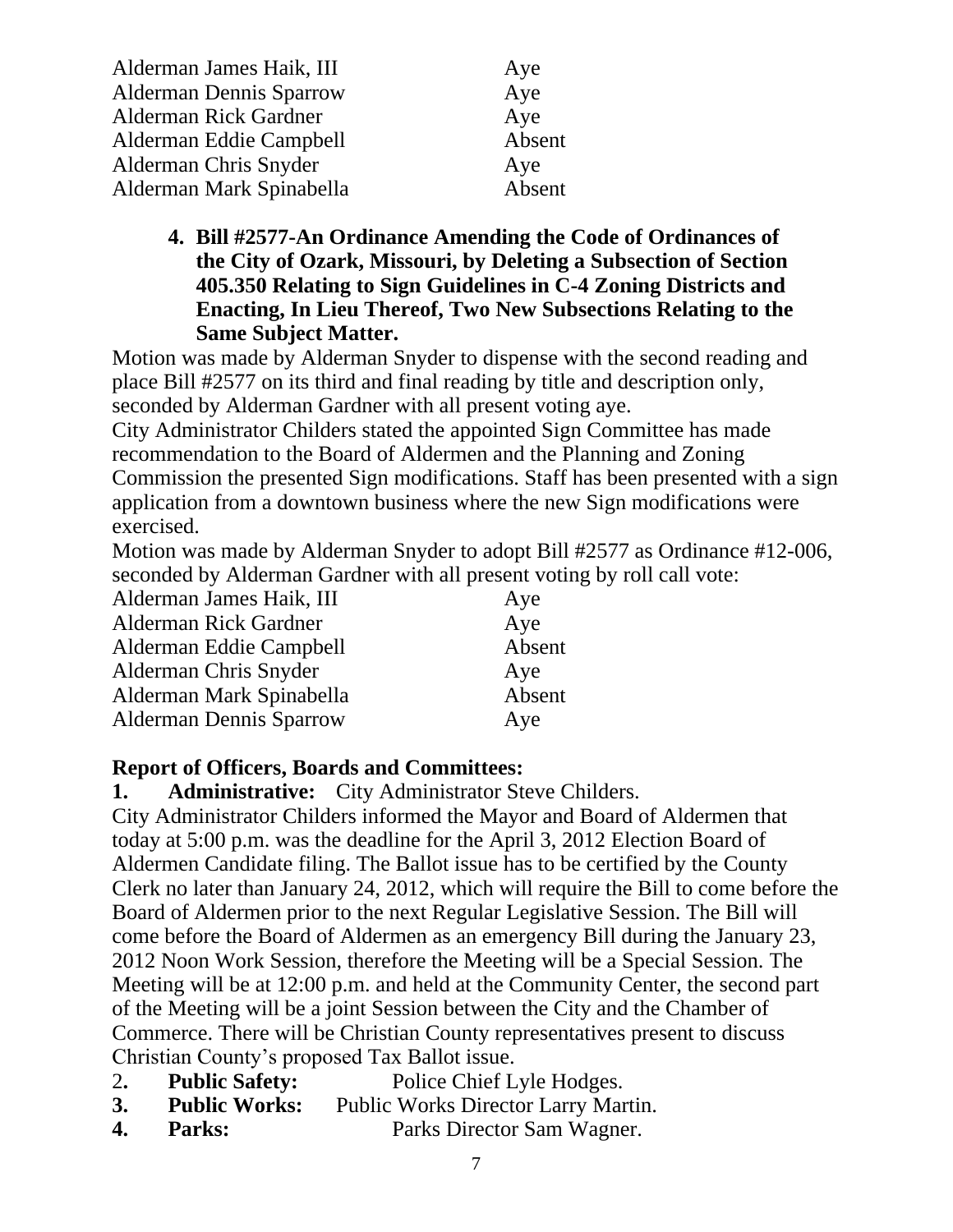| | |
|---|---|
| Alderman James Haik, III | Aye |
| Alderman Dennis Sparrow | Aye |
| Alderman Rick Gardner | Aye |
| Alderman Eddie Campbell | Absent |
| Alderman Chris Snyder | Aye |
| Alderman Mark Spinabella | Absent |

**4. Bill #2577-An Ordinance Amending the Code of Ordinances of the City of Ozark, Missouri, by Deleting a Subsection of Section 405.350 Relating to Sign Guidelines in C-4 Zoning Districts and Enacting, In Lieu Thereof, Two New Subsections Relating to the Same Subject Matter.**

Motion was made by Alderman Snyder to dispense with the second reading and place Bill #2577 on its third and final reading by title and description only, seconded by Alderman Gardner with all present voting aye.

City Administrator Childers stated the appointed Sign Committee has made recommendation to the Board of Aldermen and the Planning and Zoning Commission the presented Sign modifications. Staff has been presented with a sign application from a downtown business where the new Sign modifications were exercised.

Motion was made by Alderman Snyder to adopt Bill #2577 as Ordinance #12-006, seconded by Alderman Gardner with all present voting by roll call vote:

| | |
|---|---|
| Alderman James Haik, III | Aye |
| Alderman Rick Gardner | Aye |
| Alderman Eddie Campbell | Absent |
| Alderman Chris Snyder | Aye |
| Alderman Mark Spinabella | Absent |
| Alderman Dennis Sparrow | Aye |

**Report of Officers, Boards and Committees:**

**1. Administrative:** City Administrator Steve Childers.

City Administrator Childers informed the Mayor and Board of Aldermen that today at 5:00 p.m. was the deadline for the April 3, 2012 Election Board of Aldermen Candidate filing. The Ballot issue has to be certified by the County Clerk no later than January 24, 2012, which will require the Bill to come before the Board of Aldermen prior to the next Regular Legislative Session. The Bill will come before the Board of Aldermen as an emergency Bill during the January 23, 2012 Noon Work Session, therefore the Meeting will be a Special Session. The Meeting will be at 12:00 p.m. and held at the Community Center, the second part of the Meeting will be a joint Session between the City and the Chamber of Commerce. There will be Christian County representatives present to discuss Christian County's proposed Tax Ballot issue.

2. **Public Safety:** Police Chief Lyle Hodges.

**3. Public Works:** Public Works Director Larry Martin.

**4. Parks:** Parks Director Sam Wagner.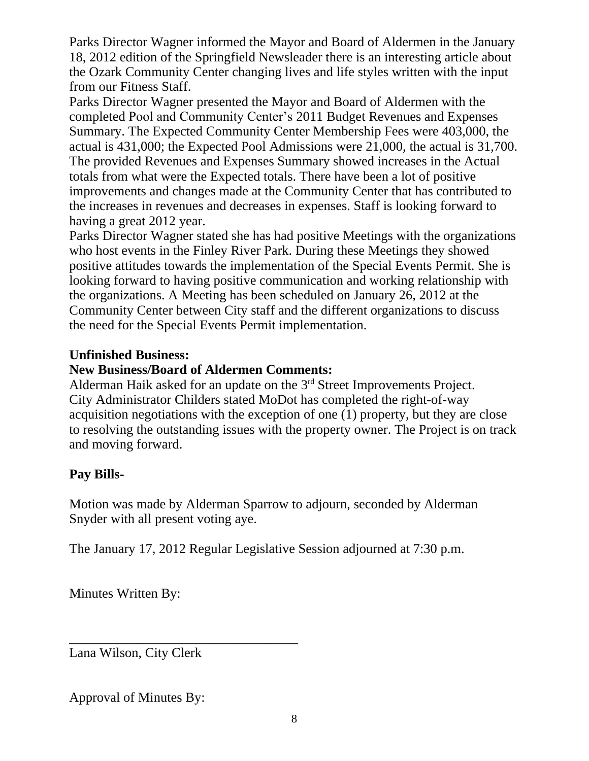Parks Director Wagner informed the Mayor and Board of Aldermen in the January 18, 2012 edition of the Springfield Newsleader there is an interesting article about the Ozark Community Center changing lives and life styles written with the input from our Fitness Staff.

Parks Director Wagner presented the Mayor and Board of Aldermen with the completed Pool and Community Center's 2011 Budget Revenues and Expenses Summary. The Expected Community Center Membership Fees were 403,000, the actual is 431,000; the Expected Pool Admissions were 21,000, the actual is 31,700. The provided Revenues and Expenses Summary showed increases in the Actual totals from what were the Expected totals. There have been a lot of positive improvements and changes made at the Community Center that has contributed to the increases in revenues and decreases in expenses. Staff is looking forward to having a great 2012 year.

Parks Director Wagner stated she has had positive Meetings with the organizations who host events in the Finley River Park. During these Meetings they showed positive attitudes towards the implementation of the Special Events Permit. She is looking forward to having positive communication and working relationship with the organizations. A Meeting has been scheduled on January 26, 2012 at the Community Center between City staff and the different organizations to discuss the need for the Special Events Permit implementation.

**Unfinished Business:**

**New Business/Board of Aldermen Comments:**

Alderman Haik asked for an update on the 3rd Street Improvements Project.

City Administrator Childers stated MoDot has completed the right-of-way acquisition negotiations with the exception of one (1) property, but they are close to resolving the outstanding issues with the property owner. The Project is on track and moving forward.

**Pay Bills-**

Motion was made by Alderman Sparrow to adjourn, seconded by Alderman Snyder with all present voting aye.

The January 17, 2012 Regular Legislative Session adjourned at 7:30 p.m.

Minutes Written By:

\_\_\_\_\_\_\_\_\_\_\_\_\_\_\_\_\_\_\_\_\_\_\_\_\_\_\_\_\_\_\_\_\_\_\_

Lana Wilson, City Clerk

Approval of Minutes By: